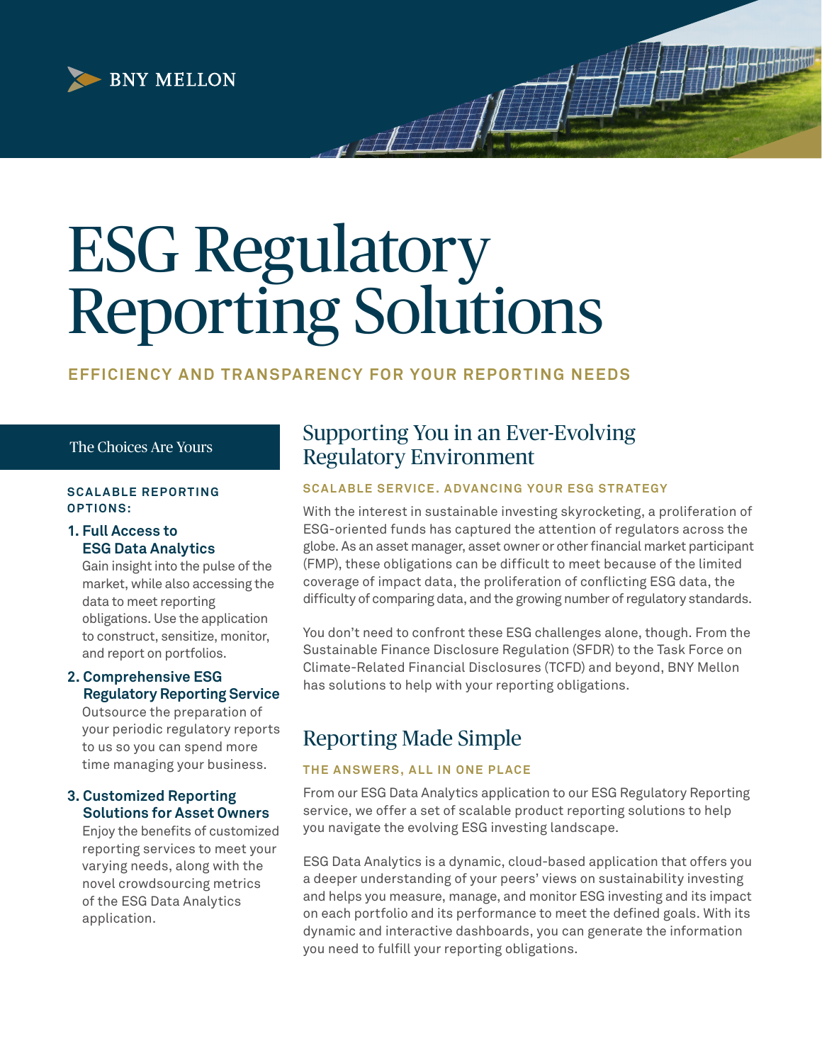BNY MELLON

# ESG Regulatory Reporting Solutions

**EFFICIENCY AND TRANSPARENCY FOR YOUR REPORTING NEEDS**

## The Choices Are Yours

**SCALABLE REPORTING OPTIONS:**

1. **Full Access to ESG Data Analytics**
   Gain insight into the pulse of the market, while also accessing the data to meet reporting obligations. Use the application to construct, sensitize, monitor, and report on portfolios.

2. **Comprehensive ESG Regulatory Reporting Service**
   Outsource the preparation of your periodic regulatory reports to us so you can spend more time managing your business.

3. **Customized Reporting Solutions for Asset Owners**
   Enjoy the benefits of customized reporting services to meet your varying needs, along with the novel crowdsourcing metrics of the ESG Data Analytics application.

## Supporting You in an Ever-Evolving Regulatory Environment

**SCALABLE SERVICE. ADVANCING YOUR ESG STRATEGY**

With the interest in sustainable investing skyrocketing, a proliferation of ESG-oriented funds has captured the attention of regulators across the globe. As an asset manager, asset owner or other financial market participant (FMP), these obligations can be difficult to meet because of the limited coverage of impact data, the proliferation of conflicting ESG data, the difficulty of comparing data, and the growing number of regulatory standards.

You don't need to confront these ESG challenges alone, though. From the Sustainable Finance Disclosure Regulation (SFDR) to the Task Force on Climate-Related Financial Disclosures (TCFD) and beyond, BNY Mellon has solutions to help with your reporting obligations.

## Reporting Made Simple

**THE ANSWERS, ALL IN ONE PLACE**

From our ESG Data Analytics application to our ESG Regulatory Reporting service, we offer a set of scalable product reporting solutions to help you navigate the evolving ESG investing landscape.

ESG Data Analytics is a dynamic, cloud-based application that offers you a deeper understanding of your peers' views on sustainability investing and helps you measure, manage, and monitor ESG investing and its impact on each portfolio and its performance to meet the defined goals. With its dynamic and interactive dashboards, you can generate the information you need to fulfill your reporting obligations.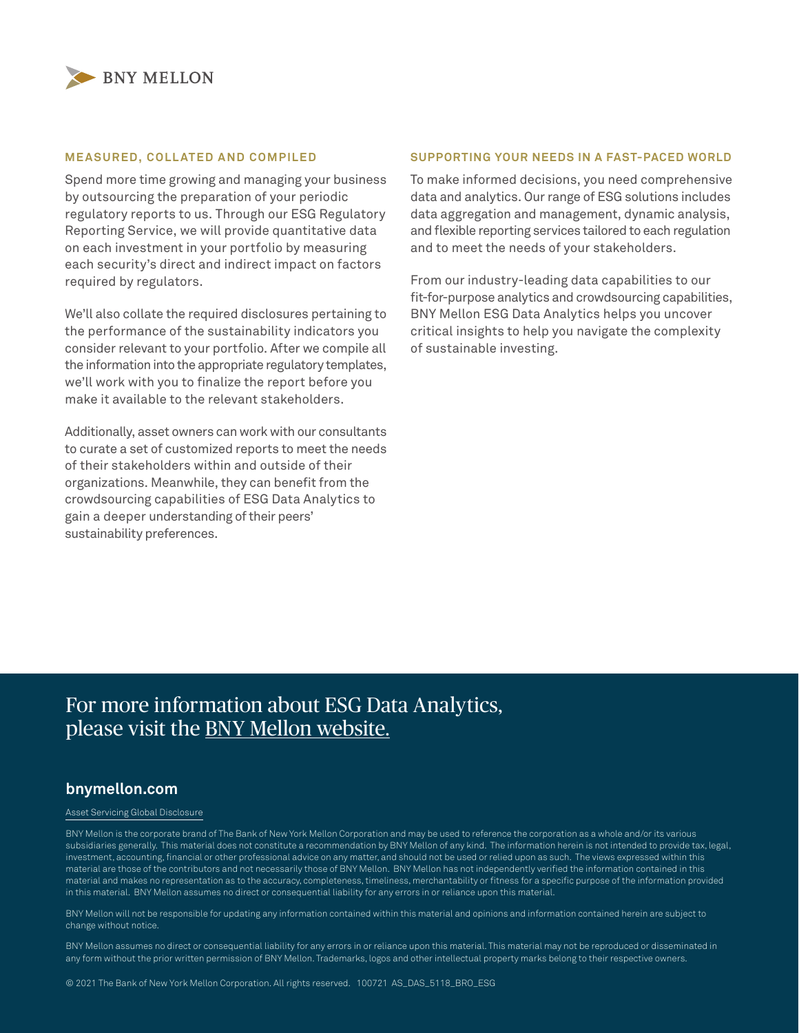BNY MELLON

## MEASURED, COLLATED AND COMPILED

Spend more time growing and managing your business by outsourcing the preparation of your periodic regulatory reports to us. Through our ESG Regulatory Reporting Service, we will provide quantitative data on each investment in your portfolio by measuring each security's direct and indirect impact on factors required by regulators.

We'll also collate the required disclosures pertaining to the performance of the sustainability indicators you consider relevant to your portfolio. After we compile all the information into the appropriate regulatory templates, we'll work with you to finalize the report before you make it available to the relevant stakeholders.

Additionally, asset owners can work with our consultants to curate a set of customized reports to meet the needs of their stakeholders within and outside of their organizations. Meanwhile, they can benefit from the crowdsourcing capabilities of ESG Data Analytics to gain a deeper understanding of their peers' sustainability preferences.

## SUPPORTING YOUR NEEDS IN A FAST-PACED WORLD

To make informed decisions, you need comprehensive data and analytics. Our range of ESG solutions includes data aggregation and management, dynamic analysis, and flexible reporting services tailored to each regulation and to meet the needs of your stakeholders.

From our industry-leading data capabilities to our fit-for-purpose analytics and crowdsourcing capabilities, BNY Mellon ESG Data Analytics helps you uncover critical insights to help you navigate the complexity of sustainable investing.

# For more information about ESG Data Analytics, please visit the BNY Mellon website.

**bnymellon.com**

Asset Servicing Global Disclosure

BNY Mellon is the corporate brand of The Bank of New York Mellon Corporation and may be used to reference the corporation as a whole and/or its various subsidiaries generally. This material does not constitute a recommendation by BNY Mellon of any kind. The information herein is not intended to provide tax, legal, investment, accounting, financial or other professional advice on any matter, and should not be used or relied upon as such. The views expressed within this material are those of the contributors and not necessarily those of BNY Mellon. BNY Mellon has not independently verified the information contained in this material and makes no representation as to the accuracy, completeness, timeliness, merchantability or fitness for a specific purpose of the information provided in this material. BNY Mellon assumes no direct or consequential liability for any errors in or reliance upon this material.

BNY Mellon will not be responsible for updating any information contained within this material and opinions and information contained herein are subject to change without notice.

BNY Mellon assumes no direct or consequential liability for any errors in or reliance upon this material. This material may not be reproduced or disseminated in any form without the prior written permission of BNY Mellon. Trademarks, logos and other intellectual property marks belong to their respective owners.

© 2021 The Bank of New York Mellon Corporation. All rights reserved. 100721 AS_DAS_5118_BRO_ESG